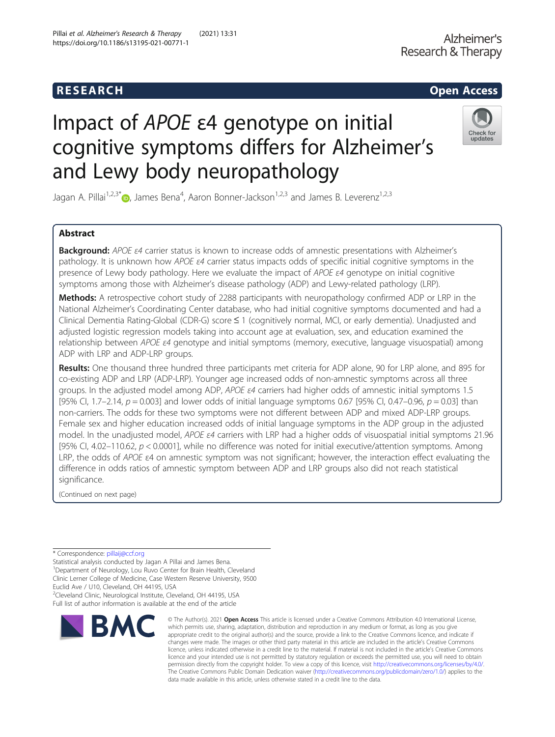RESEARCH

Open Access

# Impact of *APOE* ε4 genotype on initial cognitive symptoms differs for Alzheimer's and Lewy body neuropathology

Jagan A. Pillai[1,2,3*], James Bena[4], Aaron Bonner-Jackson[1,2,3] and James B. Leverenz[1,2,3]

## Abstract

**Background:** *APOE ε4* carrier status is known to increase odds of amnestic presentations with Alzheimer's pathology. It is unknown how *APOE ε4* carrier status impacts odds of specific initial cognitive symptoms in the presence of Lewy body pathology. Here we evaluate the impact of *APOE ε4* genotype on initial cognitive symptoms among those with Alzheimer's disease pathology (ADP) and Lewy-related pathology (LRP).

**Methods:** A retrospective cohort study of 2288 participants with neuropathology confirmed ADP or LRP in the National Alzheimer's Coordinating Center database, who had initial cognitive symptoms documented and had a Clinical Dementia Rating-Global (CDR-G) score ≤ 1 (cognitively normal, MCI, or early dementia). Unadjusted and adjusted logistic regression models taking into account age at evaluation, sex, and education examined the relationship between *APOE ε4* genotype and initial symptoms (memory, executive, language visuospatial) among ADP with LRP and ADP-LRP groups.

**Results:** One thousand three hundred three participants met criteria for ADP alone, 90 for LRP alone, and 895 for co-existing ADP and LRP (ADP-LRP). Younger age increased odds of non-amnestic symptoms across all three groups. In the adjusted model among ADP, *APOE ε4* carriers had higher odds of amnestic initial symptoms 1.5 [95% CI, 1.7–2.14, $p = 0.003$] and lower odds of initial language symptoms 0.67 [95% CI, 0.47–0.96, $p = 0.03$] than non-carriers. The odds for these two symptoms were not different between ADP and mixed ADP-LRP groups. Female sex and higher education increased odds of initial language symptoms in the ADP group in the adjusted model. In the unadjusted model, *APOE ε4* carriers with LRP had a higher odds of visuospatial initial symptoms 21.96 [95% CI, 4.02–110.62, $p < 0.0001$], while no difference was noted for initial executive/attention symptoms. Among LRP, the odds of *APOE* ε4 on amnestic symptom was not significant; however, the interaction effect evaluating the difference in odds ratios of amnestic symptom between ADP and LRP groups also did not reach statistical significance.

(Continued on next page)

* Correspondence: pillaij@ccf.org
Statistical analysis conducted by Jagan A Pillai and James Bena.
[1]Department of Neurology, Lou Ruvo Center for Brain Health, Cleveland Clinic Lerner College of Medicine, Case Western Reserve University, 9500 Euclid Ave / U10, Cleveland, OH 44195, USA
[2]Cleveland Clinic, Neurological Institute, Cleveland, OH 44195, USA
Full list of author information is available at the end of the article

© The Author(s). 2021 **Open Access** This article is licensed under a Creative Commons Attribution 4.0 International License, which permits use, sharing, adaptation, distribution and reproduction in any medium or format, as long as you give appropriate credit to the original author(s) and the source, provide a link to the Creative Commons licence, and indicate if changes were made. The images or other third party material in this article are included in the article's Creative Commons licence, unless indicated otherwise in a credit line to the material. If material is not included in the article's Creative Commons licence and your intended use is not permitted by statutory regulation or exceeds the permitted use, you will need to obtain permission directly from the copyright holder. To view a copy of this licence, visit http://creativecommons.org/licenses/by/4.0/. The Creative Commons Public Domain Dedication waiver (http://creativecommons.org/publicdomain/zero/1.0/) applies to the data made available in this article, unless otherwise stated in a credit line to the data.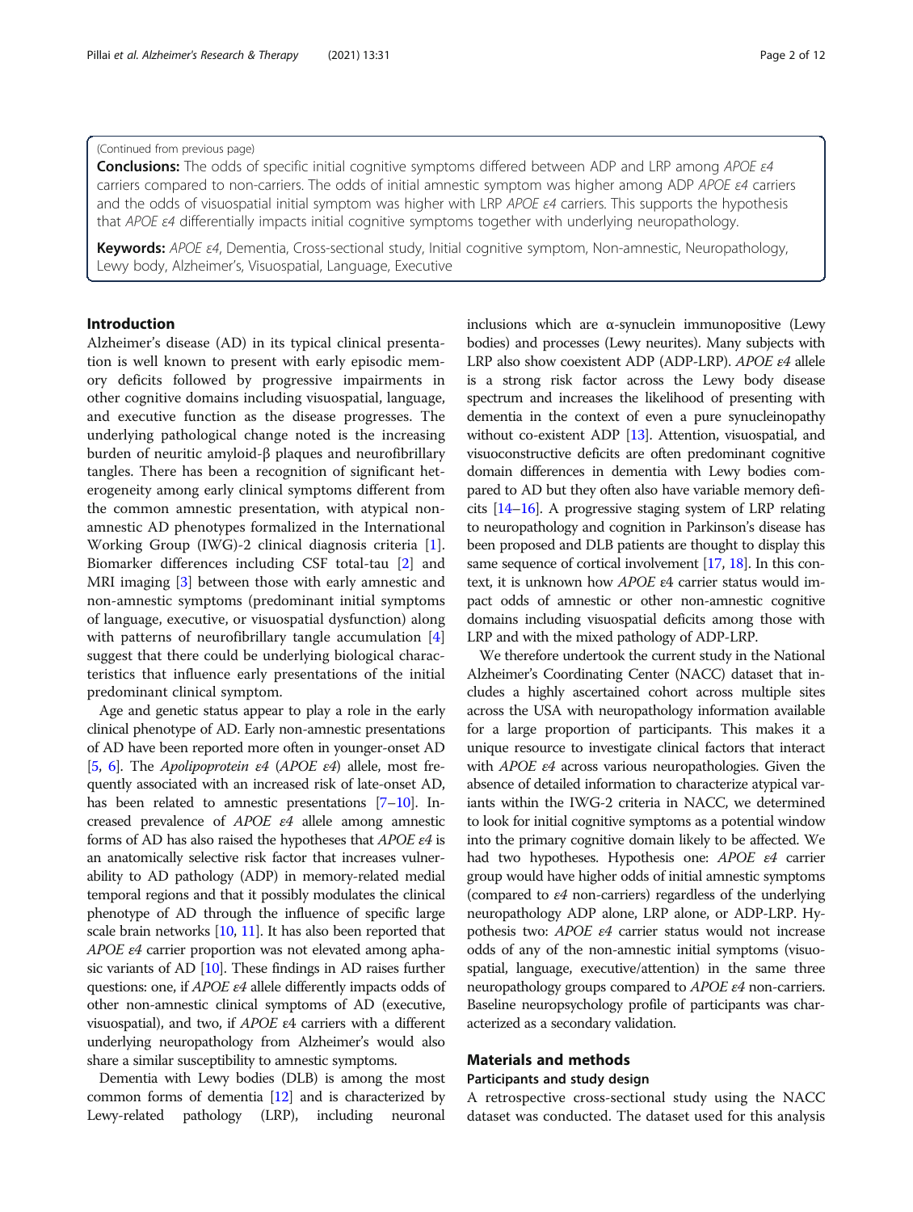(Continued from previous page)

**Conclusions:** The odds of specific initial cognitive symptoms differed between ADP and LRP among *APOE ε4* carriers compared to non-carriers. The odds of initial amnestic symptom was higher among ADP *APOE ε4* carriers and the odds of visuospatial initial symptom was higher with LRP *APOE ε4* carriers. This supports the hypothesis that *APOE ε4* differentially impacts initial cognitive symptoms together with underlying neuropathology.

**Keywords:** *APOE ε4*, Dementia, Cross-sectional study, Initial cognitive symptom, Non-amnestic, Neuropathology, Lewy body, Alzheimer's, Visuospatial, Language, Executive

## Introduction

Alzheimer's disease (AD) in its typical clinical presentation is well known to present with early episodic memory deficits followed by progressive impairments in other cognitive domains including visuospatial, language, and executive function as the disease progresses. The underlying pathological change noted is the increasing burden of neuritic amyloid-β plaques and neurofibrillary tangles. There has been a recognition of significant heterogeneity among early clinical symptoms different from the common amnestic presentation, with atypical non-amnestic AD phenotypes formalized in the International Working Group (IWG)-2 clinical diagnosis criteria [1]. Biomarker differences including CSF total-tau [2] and MRI imaging [3] between those with early amnestic and non-amnestic symptoms (predominant initial symptoms of language, executive, or visuospatial dysfunction) along with patterns of neurofibrillary tangle accumulation [4] suggest that there could be underlying biological characteristics that influence early presentations of the initial predominant clinical symptom.

Age and genetic status appear to play a role in the early clinical phenotype of AD. Early non-amnestic presentations of AD have been reported more often in younger-onset AD [5, 6]. The *Apolipoprotein ε4* (*APOE ε4*) allele, most frequently associated with an increased risk of late-onset AD, has been related to amnestic presentations [7–10]. Increased prevalence of *APOE ε4* allele among amnestic forms of AD has also raised the hypotheses that *APOE ε4* is an anatomically selective risk factor that increases vulnerability to AD pathology (ADP) in memory-related medial temporal regions and that it possibly modulates the clinical phenotype of AD through the influence of specific large scale brain networks [10, 11]. It has also been reported that *APOE ε4* carrier proportion was not elevated among aphasic variants of AD [10]. These findings in AD raises further questions: one, if *APOE ε4* allele differently impacts odds of other non-amnestic clinical symptoms of AD (executive, visuospatial), and two, if *APOE* ε4 carriers with a different underlying neuropathology from Alzheimer's would also share a similar susceptibility to amnestic symptoms.

Dementia with Lewy bodies (DLB) is among the most common forms of dementia [12] and is characterized by Lewy-related pathology (LRP), including neuronal inclusions which are α-synuclein immunopositive (Lewy bodies) and processes (Lewy neurites). Many subjects with LRP also show coexistent ADP (ADP-LRP). *APOE ε4* allele is a strong risk factor across the Lewy body disease spectrum and increases the likelihood of presenting with dementia in the context of even a pure synucleinopathy without co-existent ADP [13]. Attention, visuospatial, and visuoconstructive deficits are often predominant cognitive domain differences in dementia with Lewy bodies compared to AD but they often also have variable memory deficits [14–16]. A progressive staging system of LRP relating to neuropathology and cognition in Parkinson's disease has been proposed and DLB patients are thought to display this same sequence of cortical involvement [17, 18]. In this context, it is unknown how *APOE* ε4 carrier status would impact odds of amnestic or other non-amnestic cognitive domains including visuospatial deficits among those with LRP and with the mixed pathology of ADP-LRP.

We therefore undertook the current study in the National Alzheimer's Coordinating Center (NACC) dataset that includes a highly ascertained cohort across multiple sites across the USA with neuropathology information available for a large proportion of participants. This makes it a unique resource to investigate clinical factors that interact with *APOE ε4* across various neuropathologies. Given the absence of detailed information to characterize atypical variants within the IWG-2 criteria in NACC, we determined to look for initial cognitive symptoms as a potential window into the primary cognitive domain likely to be affected. We had two hypotheses. Hypothesis one: *APOE ε4* carrier group would have higher odds of initial amnestic symptoms (compared to *ε4* non-carriers) regardless of the underlying neuropathology ADP alone, LRP alone, or ADP-LRP. Hypothesis two: *APOE ε4* carrier status would not increase odds of any of the non-amnestic initial symptoms (visuospatial, language, executive/attention) in the same three neuropathology groups compared to *APOE ε4* non-carriers. Baseline neuropsychology profile of participants was characterized as a secondary validation.

## Materials and methods

### Participants and study design

A retrospective cross-sectional study using the NACC dataset was conducted. The dataset used for this analysis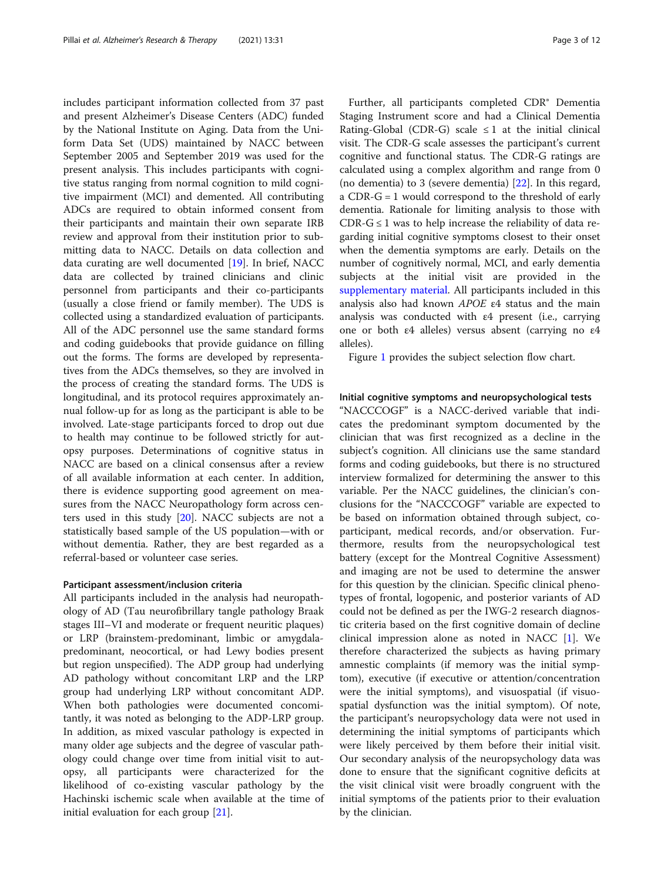includes participant information collected from 37 past and present Alzheimer's Disease Centers (ADC) funded by the National Institute on Aging. Data from the Uniform Data Set (UDS) maintained by NACC between September 2005 and September 2019 was used for the present analysis. This includes participants with cognitive status ranging from normal cognition to mild cognitive impairment (MCI) and demented. All contributing ADCs are required to obtain informed consent from their participants and maintain their own separate IRB review and approval from their institution prior to submitting data to NACC. Details on data collection and data curating are well documented [19]. In brief, NACC data are collected by trained clinicians and clinic personnel from participants and their co-participants (usually a close friend or family member). The UDS is collected using a standardized evaluation of participants. All of the ADC personnel use the same standard forms and coding guidebooks that provide guidance on filling out the forms. The forms are developed by representatives from the ADCs themselves, so they are involved in the process of creating the standard forms. The UDS is longitudinal, and its protocol requires approximately annual follow-up for as long as the participant is able to be involved. Late-stage participants forced to drop out due to health may continue to be followed strictly for autopsy purposes. Determinations of cognitive status in NACC are based on a clinical consensus after a review of all available information at each center. In addition, there is evidence supporting good agreement on measures from the NACC Neuropathology form across centers used in this study [20]. NACC subjects are not a statistically based sample of the US population—with or without dementia. Rather, they are best regarded as a referral-based or volunteer case series.

#### Participant assessment/inclusion criteria

All participants included in the analysis had neuropathology of AD (Tau neurofibrillary tangle pathology Braak stages III–VI and moderate or frequent neuritic plaques) or LRP (brainstem-predominant, limbic or amygdala-predominant, neocortical, or had Lewy bodies present but region unspecified). The ADP group had underlying AD pathology without concomitant LRP and the LRP group had underlying LRP without concomitant ADP. When both pathologies were documented concomitantly, it was noted as belonging to the ADP-LRP group. In addition, as mixed vascular pathology is expected in many older age subjects and the degree of vascular pathology could change over time from initial visit to autopsy, all participants were characterized for the likelihood of co-existing vascular pathology by the Hachinski ischemic scale when available at the time of initial evaluation for each group [21].

Further, all participants completed CDR® Dementia Staging Instrument score and had a Clinical Dementia Rating-Global (CDR-G) scale $\leq 1$ at the initial clinical visit. The CDR-G scale assesses the participant's current cognitive and functional status. The CDR-G ratings are calculated using a complex algorithm and range from 0 (no dementia) to 3 (severe dementia) [22]. In this regard, a CDR-G = 1 would correspond to the threshold of early dementia. Rationale for limiting analysis to those with CDR-G $\leq 1$ was to help increase the reliability of data regarding initial cognitive symptoms closest to their onset when the dementia symptoms are early. Details on the number of cognitively normal, MCI, and early dementia subjects at the initial visit are provided in the supplementary material. All participants included in this analysis also had known *APOE* ε4 status and the main analysis was conducted with ε4 present (i.e., carrying one or both ε4 alleles) versus absent (carrying no ε4 alleles).

Figure 1 provides the subject selection flow chart.

#### Initial cognitive symptoms and neuropsychological tests

"NACCCOGF" is a NACC-derived variable that indicates the predominant symptom documented by the clinician that was first recognized as a decline in the subject's cognition. All clinicians use the same standard forms and coding guidebooks, but there is no structured interview formalized for determining the answer to this variable. Per the NACC guidelines, the clinician's conclusions for the "NACCCOGF" variable are expected to be based on information obtained through subject, co-participant, medical records, and/or observation. Furthermore, results from the neuropsychological test battery (except for the Montreal Cognitive Assessment) and imaging are not be used to determine the answer for this question by the clinician. Specific clinical phenotypes of frontal, logopenic, and posterior variants of AD could not be defined as per the IWG-2 research diagnostic criteria based on the first cognitive domain of decline clinical impression alone as noted in NACC [1]. We therefore characterized the subjects as having primary amnestic complaints (if memory was the initial symptom), executive (if executive or attention/concentration were the initial symptoms), and visuospatial (if visuospatial dysfunction was the initial symptom). Of note, the participant's neuropsychology data were not used in determining the initial symptoms of participants which were likely perceived by them before their initial visit. Our secondary analysis of the neuropsychology data was done to ensure that the significant cognitive deficits at the visit clinical visit were broadly congruent with the initial symptoms of the patients prior to their evaluation by the clinician.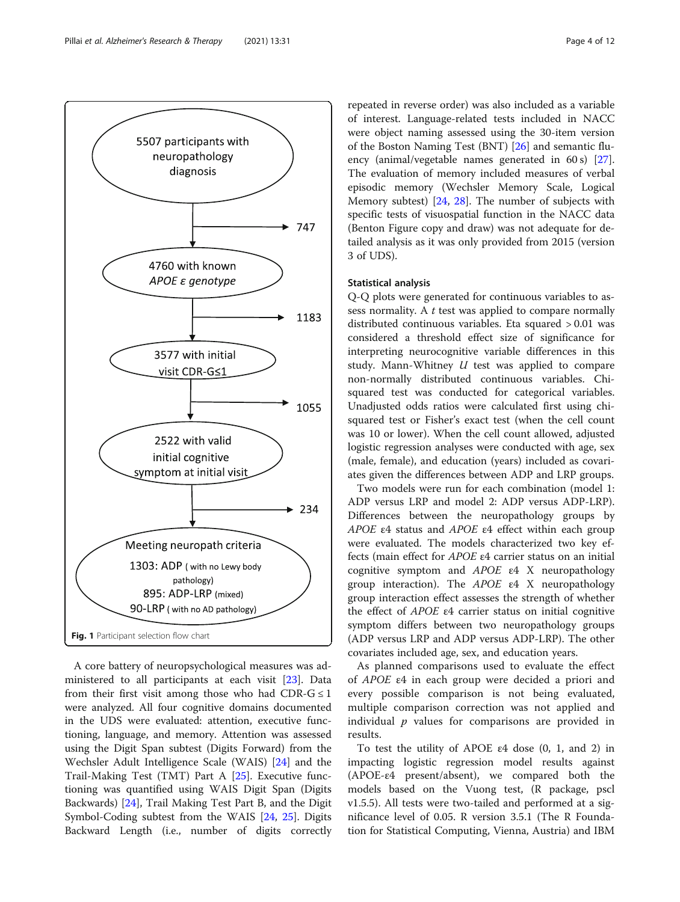5507 participants with neuropathology diagnosis → 747 excluded

4760 with known *APOE ε genotype* → 1183 excluded

3577 with initial visit CDR-G≤1 → 1055 excluded

2522 with valid initial cognitive symptom at initial visit → 234 excluded

Meeting neuropath criteria
- 1303: ADP (with no Lewy body pathology)
- 895: ADP-LRP (mixed)
- 90-LRP (with no AD pathology)

**Fig. 1** Participant selection flow chart

A core battery of neuropsychological measures was administered to all participants at each visit [23]. Data from their first visit among those who had CDR-G ≤ 1 were analyzed. All four cognitive domains documented in the UDS were evaluated: attention, executive functioning, language, and memory. Attention was assessed using the Digit Span subtest (Digits Forward) from the Wechsler Adult Intelligence Scale (WAIS) [24] and the Trail-Making Test (TMT) Part A [25]. Executive functioning was quantified using WAIS Digit Span (Digits Backwards) [24], Trail Making Test Part B, and the Digit Symbol-Coding subtest from the WAIS [24, 25]. Digits Backward Length (i.e., number of digits correctly repeated in reverse order) was also included as a variable of interest. Language-related tests included in NACC were object naming assessed using the 30-item version of the Boston Naming Test (BNT) [26] and semantic fluency (animal/vegetable names generated in 60 s) [27]. The evaluation of memory included measures of verbal episodic memory (Wechsler Memory Scale, Logical Memory subtest) [24, 28]. The number of subjects with specific tests of visuospatial function in the NACC data (Benton Figure copy and draw) was not adequate for detailed analysis as it was only provided from 2015 (version 3 of UDS).

#### Statistical analysis

Q-Q plots were generated for continuous variables to assess normality. A *t* test was applied to compare normally distributed continuous variables. Eta squared > 0.01 was considered a threshold effect size of significance for interpreting neurocognitive variable differences in this study. Mann-Whitney *U* test was applied to compare non-normally distributed continuous variables. Chi-squared test was conducted for categorical variables. Unadjusted odds ratios were calculated first using chi-squared test or Fisher's exact test (when the cell count was 10 or lower). When the cell count allowed, adjusted logistic regression analyses were conducted with age, sex (male, female), and education (years) included as covariates given the differences between ADP and LRP groups.

Two models were run for each combination (model 1: ADP versus LRP and model 2: ADP versus ADP-LRP). Differences between the neuropathology groups by *APOE* ε4 status and *APOE* ε4 effect within each group were evaluated. The models characterized two key effects (main effect for *APOE* ε4 carrier status on an initial cognitive symptom and *APOE* ε4 X neuropathology group interaction). The *APOE* ε4 X neuropathology group interaction effect assesses the strength of whether the effect of *APOE* ε4 carrier status on initial cognitive symptom differs between two neuropathology groups (ADP versus LRP and ADP versus ADP-LRP). The other covariates included age, sex, and education years.

As planned comparisons used to evaluate the effect of *APOE* ε4 in each group were decided a priori and every possible comparison is not being evaluated, multiple comparison correction was not applied and individual *p* values for comparisons are provided in results.

To test the utility of APOE ε4 dose (0, 1, and 2) in impacting logistic regression model results against (APOE-ε4 present/absent), we compared both the models based on the Vuong test, (R package, pscl v1.5.5). All tests were two-tailed and performed at a significance level of 0.05. R version 3.5.1 (The R Foundation for Statistical Computing, Vienna, Austria) and IBM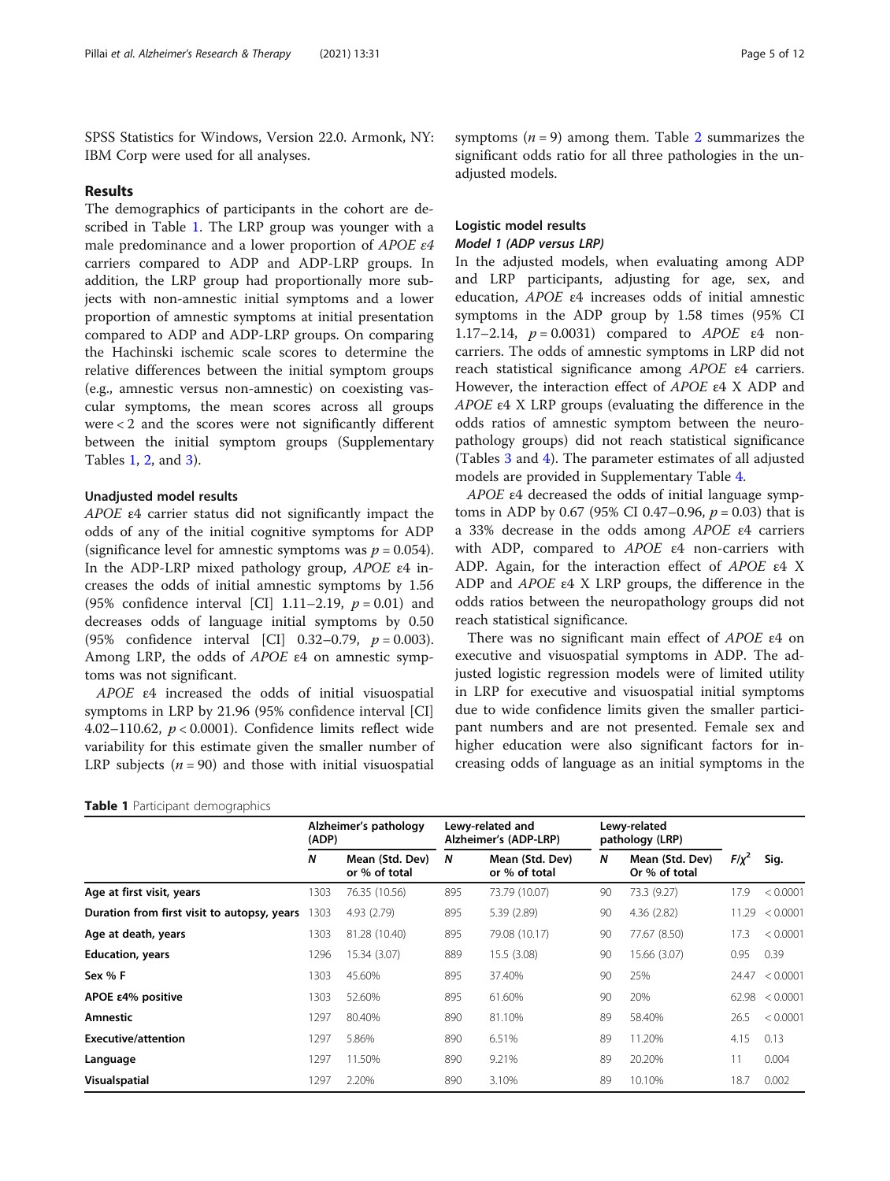SPSS Statistics for Windows, Version 22.0. Armonk, NY: IBM Corp were used for all analyses.

## Results

The demographics of participants in the cohort are described in Table 1. The LRP group was younger with a male predominance and a lower proportion of *APOE ε4* carriers compared to ADP and ADP-LRP groups. In addition, the LRP group had proportionally more subjects with non-amnestic initial symptoms and a lower proportion of amnestic symptoms at initial presentation compared to ADP and ADP-LRP groups. On comparing the Hachinski ischemic scale scores to determine the relative differences between the initial symptom groups (e.g., amnestic versus non-amnestic) on coexisting vascular symptoms, the mean scores across all groups were < 2 and the scores were not significantly different between the initial symptom groups (Supplementary Tables 1, 2, and 3).

### Unadjusted model results

*APOE* ε4 carrier status did not significantly impact the odds of any of the initial cognitive symptoms for ADP (significance level for amnestic symptoms was $p = 0.054$). In the ADP-LRP mixed pathology group, *APOE* ε4 increases the odds of initial amnestic symptoms by 1.56 (95% confidence interval [CI] 1.11–2.19, $p = 0.01$) and decreases odds of language initial symptoms by 0.50 (95% confidence interval [CI] 0.32–0.79, $p = 0.003$). Among LRP, the odds of *APOE* ε4 on amnestic symptoms was not significant.

*APOE* ε4 increased the odds of initial visuospatial symptoms in LRP by 21.96 (95% confidence interval [CI] 4.02–110.62, $p < 0.0001$). Confidence limits reflect wide variability for this estimate given the smaller number of LRP subjects ($n = 90$) and those with initial visuospatial symptoms ($n = 9$) among them. Table 2 summarizes the significant odds ratio for all three pathologies in the unadjusted models.

### Logistic model results

#### *Model 1 (ADP versus LRP)*

In the adjusted models, when evaluating among ADP and LRP participants, adjusting for age, sex, and education, *APOE* ε4 increases odds of initial amnestic symptoms in the ADP group by 1.58 times (95% CI 1.17–2.14, $p = 0.0031$) compared to *APOE* ε4 non-carriers. The odds of amnestic symptoms in LRP did not reach statistical significance among *APOE* ε4 carriers. However, the interaction effect of *APOE* ε4 X ADP and *APOE* ε4 X LRP groups (evaluating the difference in the odds ratios of amnestic symptom between the neuropathology groups) did not reach statistical significance (Tables 3 and 4). The parameter estimates of all adjusted models are provided in Supplementary Table 4.

*APOE* ε4 decreased the odds of initial language symptoms in ADP by 0.67 (95% CI 0.47–0.96, $p = 0.03$) that is a 33% decrease in the odds among *APOE* ε4 carriers with ADP, compared to *APOE* ε4 non-carriers with ADP. Again, for the interaction effect of *APOE* ε4 X ADP and *APOE* ε4 X LRP groups, the difference in the odds ratios between the neuropathology groups did not reach statistical significance.

There was no significant main effect of *APOE* ε4 on executive and visuospatial symptoms in ADP. The adjusted logistic regression models were of limited utility in LRP for executive and visuospatial initial symptoms due to wide confidence limits given the smaller participant numbers and are not presented. Female sex and higher education were also significant factors for increasing odds of language as an initial symptoms in the

**Table 1** Participant demographics

| | Alzheimer's pathology (ADP) | | Lewy-related and Alzheimer's (ADP-LRP) | | Lewy-related pathology (LRP) | | | |
|---|---|---|---|---|---|---|---|---|
| | **N** | **Mean (Std. Dev) or % of total** | **N** | **Mean (Std. Dev) or % of total** | **N** | **Mean (Std. Dev) Or % of total** | **$F/\chi^2$** | **Sig.** |
| **Age at first visit, years** | 1303 | 76.35 (10.56) | 895 | 73.79 (10.07) | 90 | 73.3 (9.27) | 17.9 | < 0.0001 |
| **Duration from first visit to autopsy, years** | 1303 | 4.93 (2.79) | 895 | 5.39 (2.89) | 90 | 4.36 (2.82) | 11.29 | < 0.0001 |
| **Age at death, years** | 1303 | 81.28 (10.40) | 895 | 79.08 (10.17) | 90 | 77.67 (8.50) | 17.3 | < 0.0001 |
| **Education, years** | 1296 | 15.34 (3.07) | 889 | 15.5 (3.08) | 90 | 15.66 (3.07) | 0.95 | 0.39 |
| **Sex % F** | 1303 | 45.60% | 895 | 37.40% | 90 | 25% | 24.47 | < 0.0001 |
| **APOE ε4% positive** | 1303 | 52.60% | 895 | 61.60% | 90 | 20% | 62.98 | < 0.0001 |
| **Amnestic** | 1297 | 80.40% | 890 | 81.10% | 89 | 58.40% | 26.5 | < 0.0001 |
| **Executive/attention** | 1297 | 5.86% | 890 | 6.51% | 89 | 11.20% | 4.15 | 0.13 |
| **Language** | 1297 | 11.50% | 890 | 9.21% | 89 | 20.20% | 11 | 0.004 |
| **Visualspatial** | 1297 | 2.20% | 890 | 3.10% | 89 | 10.10% | 18.7 | 0.002 |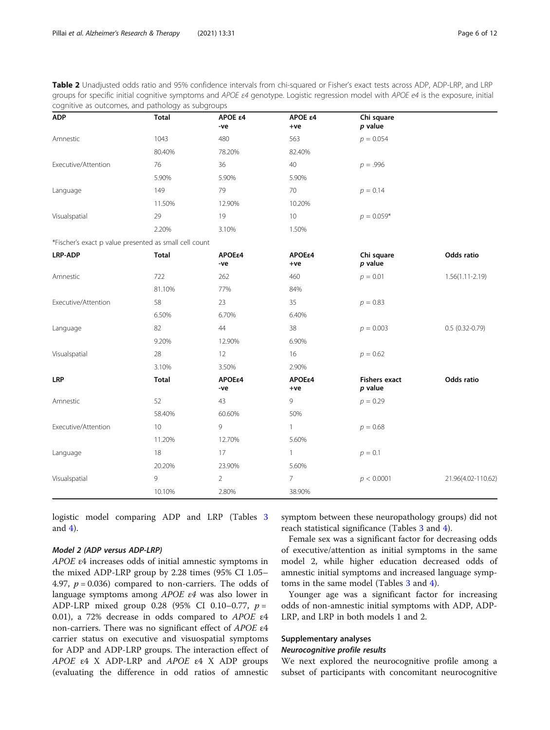**Table 2** Unadjusted odds ratio and 95% confidence intervals from chi-squared or Fisher's exact tests across ADP, ADP-LRP, and LRP groups for specific initial cognitive symptoms and *APOE ε4* genotype. Logistic regression model with *APOE e4* is the exposure, initial cognitive as outcomes, and pathology as subgroups

| ADP | Total | APOE ε4 -ve | APOE ε4 +ve | Chi square *p* value | |
|---|---|---|---|---|---|
| Amnestic | 1043 | 480 | 563 | $p = 0.054$ | |
| | 80.40% | 78.20% | 82.40% | | |
| Executive/Attention | 76 | 36 | 40 | $p = .996$ | |
| | 5.90% | 5.90% | 5.90% | | |
| Language | 149 | 79 | 70 | $p = 0.14$ | |
| | 11.50% | 12.90% | 10.20% | | |
| Visualspatial | 29 | 19 | 10 | $p = 0.059$* | |
| | 2.20% | 3.10% | 1.50% | | |
| *Fischer's exact p value presented as small cell count | | | | | |
| **LRP-ADP** | **Total** | **APOEε4 -ve** | **APOEε4 +ve** | **Chi square *p* value** | **Odds ratio** |
| Amnestic | 722 | 262 | 460 | $p = 0.01$ | 1.56(1.11-2.19) |
| | 81.10% | 77% | 84% | | |
| Executive/Attention | 58 | 23 | 35 | $p = 0.83$ | |
| | 6.50% | 6.70% | 6.40% | | |
| Language | 82 | 44 | 38 | $p = 0.003$ | 0.5 (0.32-0.79) |
| | 9.20% | 12.90% | 6.90% | | |
| Visualspatial | 28 | 12 | 16 | $p = 0.62$ | |
| | 3.10% | 3.50% | 2.90% | | |
| **LRP** | **Total** | **APOEε4 -ve** | **APOEε4 +ve** | **Fishers exact *p* value** | **Odds ratio** |
| Amnestic | 52 | 43 | 9 | $p = 0.29$ | |
| | 58.40% | 60.60% | 50% | | |
| Executive/Attention | 10 | 9 | 1 | $p = 0.68$ | |
| | 11.20% | 12.70% | 5.60% | | |
| Language | 18 | 17 | 1 | $p = 0.1$ | |
| | 20.20% | 23.90% | 5.60% | | |
| Visualspatial | 9 | 2 | 7 | $p < 0.0001$ | 21.96(4.02-110.62) |
| | 10.10% | 2.80% | 38.90% | | |

logistic model comparing ADP and LRP (Tables 3 and 4).

#### *Model 2 (ADP versus ADP-LRP)*

*APOE* ε4 increases odds of initial amnestic symptoms in the mixed ADP-LRP group by 2.28 times (95% CI 1.05–4.97, $p = 0.036$) compared to non-carriers. The odds of language symptoms among *APOE ε4* was also lower in ADP-LRP mixed group 0.28 (95% CI 0.10–0.77, $p = 0.01$), a 72% decrease in odds compared to *APOE* ε4 non-carriers. There was no significant effect of *APOE* ε4 carrier status on executive and visuospatial symptoms for ADP and ADP-LRP groups. The interaction effect of *APOE* ε4 X ADP-LRP and *APOE* ε4 X ADP groups (evaluating the difference in odd ratios of amnestic symptom between these neuropathology groups) did not reach statistical significance (Tables 3 and 4).

Female sex was a significant factor for decreasing odds of executive/attention as initial symptoms in the same model 2, while higher education decreased odds of amnestic initial symptoms and increased language symptoms in the same model (Tables 3 and 4).

Younger age was a significant factor for increasing odds of non-amnestic initial symptoms with ADP, ADP-LRP, and LRP in both models 1 and 2.

### Supplementary analyses

#### *Neurocognitive profile results*

We next explored the neurocognitive profile among a subset of participants with concomitant neurocognitive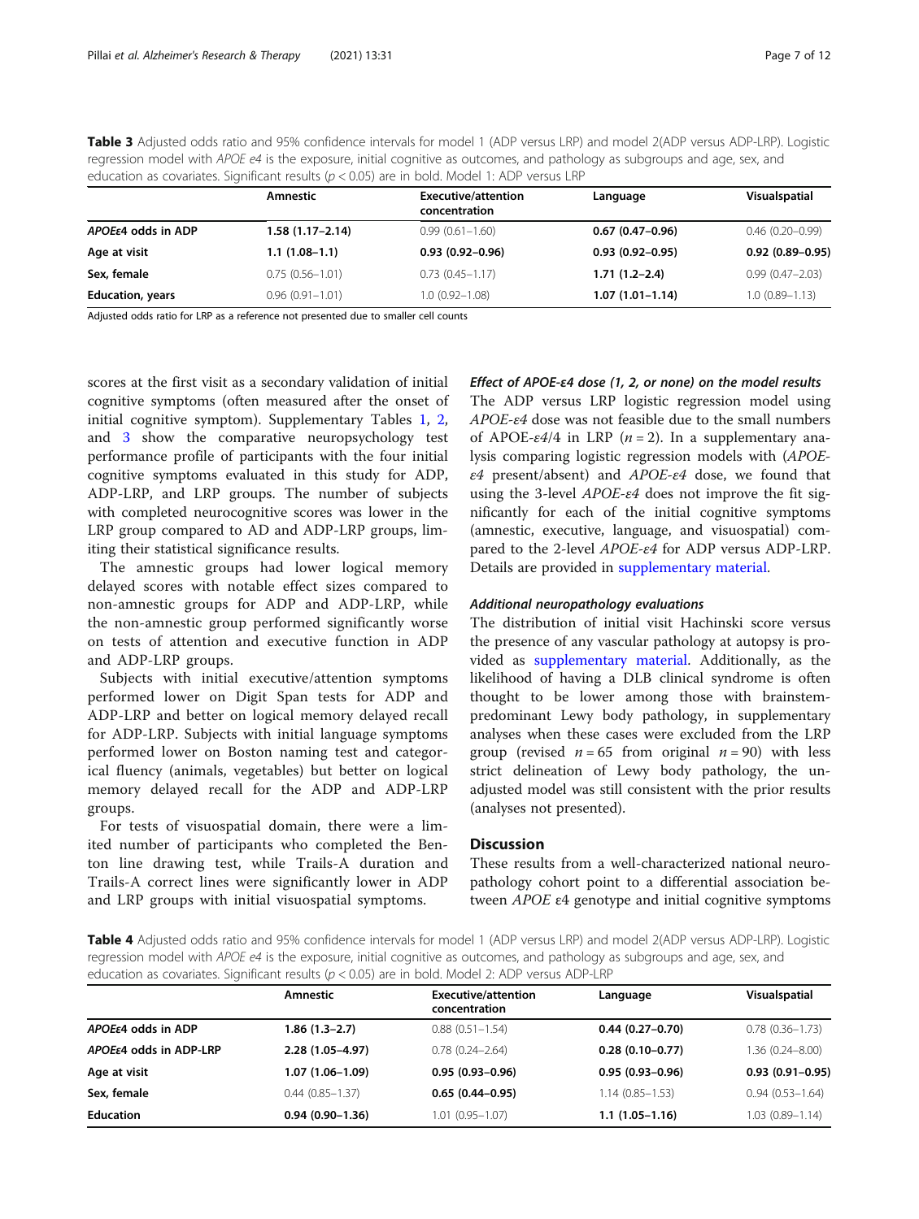**Table 3** Adjusted odds ratio and 95% confidence intervals for model 1 (ADP versus LRP) and model 2(ADP versus ADP-LRP). Logistic regression model with *APOE e4* is the exposure, initial cognitive as outcomes, and pathology as subgroups and age, sex, and education as covariates. Significant results ($p < 0.05$) are in bold. Model 1: ADP versus LRP

| | Amnestic | Executive/attention concentration | Language | Visualspatial |
|---|---|---|---|---|
| ***APOEε4* odds in ADP** | **1.58 (1.17–2.14)** | 0.99 (0.61–1.60) | **0.67 (0.47–0.96)** | 0.46 (0.20–0.99) |
| **Age at visit** | **1.1 (1.08–1.1)** | **0.93 (0.92–0.96)** | **0.93 (0.92–0.95)** | **0.92 (0.89–0.95)** |
| **Sex, female** | 0.75 (0.56–1.01) | 0.73 (0.45–1.17) | **1.71 (1.2–2.4)** | 0.99 (0.47–2.03) |
| **Education, years** | 0.96 (0.91–1.01) | 1.0 (0.92–1.08) | **1.07 (1.01–1.14)** | 1.0 (0.89–1.13) |

Adjusted odds ratio for LRP as a reference not presented due to smaller cell counts

scores at the first visit as a secondary validation of initial cognitive symptoms (often measured after the onset of initial cognitive symptom). Supplementary Tables 1, 2, and 3 show the comparative neuropsychology test performance profile of participants with the four initial cognitive symptoms evaluated in this study for ADP, ADP-LRP, and LRP groups. The number of subjects with completed neurocognitive scores was lower in the LRP group compared to AD and ADP-LRP groups, limiting their statistical significance results.

The amnestic groups had lower logical memory delayed scores with notable effect sizes compared to non-amnestic groups for ADP and ADP-LRP, while the non-amnestic group performed significantly worse on tests of attention and executive function in ADP and ADP-LRP groups.

Subjects with initial executive/attention symptoms performed lower on Digit Span tests for ADP and ADP-LRP and better on logical memory delayed recall for ADP-LRP. Subjects with initial language symptoms performed lower on Boston naming test and categorical fluency (animals, vegetables) but better on logical memory delayed recall for the ADP and ADP-LRP groups.

For tests of visuospatial domain, there were a limited number of participants who completed the Benton line drawing test, while Trails-A duration and Trails-A correct lines were significantly lower in ADP and LRP groups with initial visuospatial symptoms.

### Effect of APOE-ε4 dose (1, 2, or none) on the model results

The ADP versus LRP logistic regression model using *APOE-ε4* dose was not feasible due to the small numbers of APOE-*ε4/4* in LRP ($n = 2$). In a supplementary analysis comparing logistic regression models with (*APOE-ε4* present/absent) and *APOE-ε4* dose, we found that using the 3-level *APOE-ε4* does not improve the fit significantly for each of the initial cognitive symptoms (amnestic, executive, language, and visuospatial) compared to the 2-level *APOE-ε4* for ADP versus ADP-LRP. Details are provided in supplementary material.

### Additional neuropathology evaluations

The distribution of initial visit Hachinski score versus the presence of any vascular pathology at autopsy is provided as supplementary material. Additionally, as the likelihood of having a DLB clinical syndrome is often thought to be lower among those with brainstem-predominant Lewy body pathology, in supplementary analyses when these cases were excluded from the LRP group (revised $n = 65$ from original $n = 90$) with less strict delineation of Lewy body pathology, the unadjusted model was still consistent with the prior results (analyses not presented).

## Discussion

These results from a well-characterized national neuropathology cohort point to a differential association between *APOE* ε4 genotype and initial cognitive symptoms

**Table 4** Adjusted odds ratio and 95% confidence intervals for model 1 (ADP versus LRP) and model 2(ADP versus ADP-LRP). Logistic regression model with *APOE e4* is the exposure, initial cognitive as outcomes, and pathology as subgroups and age, sex, and education as covariates. Significant results ($p < 0.05$) are in bold. Model 2: ADP versus ADP-LRP

| | Amnestic | Executive/attention concentration | Language | Visualspatial |
|---|---|---|---|---|
| ***APOEε4* odds in ADP** | **1.86 (1.3–2.7)** | 0.88 (0.51–1.54) | **0.44 (0.27–0.70)** | 0.78 (0.36–1.73) |
| ***APOEε4* odds in ADP-LRP** | **2.28 (1.05–4.97)** | 0.78 (0.24–2.64) | **0.28 (0.10–0.77)** | 1.36 (0.24–8.00) |
| **Age at visit** | **1.07 (1.06–1.09)** | **0.95 (0.93–0.96)** | **0.95 (0.93–0.96)** | **0.93 (0.91–0.95)** |
| **Sex, female** | 0.44 (0.85–1.37) | **0.65 (0.44–0.95)** | 1.14 (0.85–1.53) | 0..94 (0.53–1.64) |
| **Education** | **0.94 (0.90–1.36)** | 1.01 (0.95–1.07) | **1.1 (1.05–1.16)** | 1.03 (0.89–1.14) |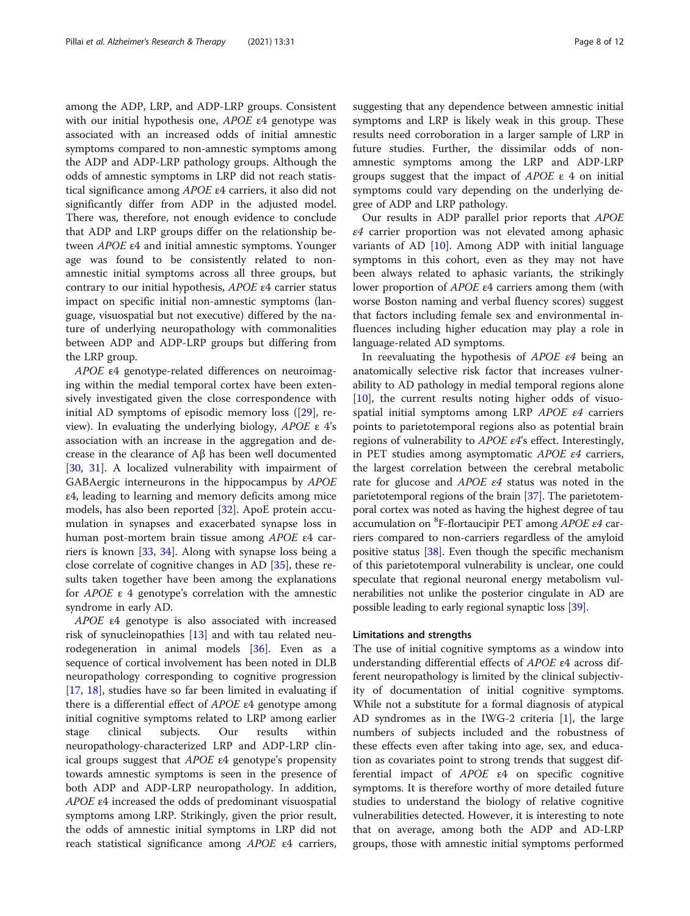among the ADP, LRP, and ADP-LRP groups. Consistent with our initial hypothesis one, *APOE* ε4 genotype was associated with an increased odds of initial amnestic symptoms compared to non-amnestic symptoms among the ADP and ADP-LRP pathology groups. Although the odds of amnestic symptoms in LRP did not reach statistical significance among *APOE* ε4 carriers, it also did not significantly differ from ADP in the adjusted model. There was, therefore, not enough evidence to conclude that ADP and LRP groups differ on the relationship between *APOE* ε4 and initial amnestic symptoms. Younger age was found to be consistently related to non-amnestic initial symptoms across all three groups, but contrary to our initial hypothesis, *APOE* ε4 carrier status impact on specific initial non-amnestic symptoms (language, visuospatial but not executive) differed by the nature of underlying neuropathology with commonalities between ADP and ADP-LRP groups but differing from the LRP group.

*APOE* ε4 genotype-related differences on neuroimaging within the medial temporal cortex have been extensively investigated given the close correspondence with initial AD symptoms of episodic memory loss ([29], review). In evaluating the underlying biology, *APOE* ε 4's association with an increase in the aggregation and decrease in the clearance of Aβ has been well documented [30, 31]. A localized vulnerability with impairment of GABAergic interneurons in the hippocampus by *APOE* ε4, leading to learning and memory deficits among mice models, has also been reported [32]. ApoE protein accumulation in synapses and exacerbated synapse loss in human post-mortem brain tissue among *APOE* ε4 carriers is known [33, 34]. Along with synapse loss being a close correlate of cognitive changes in AD [35], these results taken together have been among the explanations for *APOE* ε 4 genotype's correlation with the amnestic syndrome in early AD.

*APOE* ε4 genotype is also associated with increased risk of synucleinopathies [13] and with tau related neurodegeneration in animal models [36]. Even as a sequence of cortical involvement has been noted in DLB neuropathology corresponding to cognitive progression [17, 18], studies have so far been limited in evaluating if there is a differential effect of *APOE* ε4 genotype among initial cognitive symptoms related to LRP among earlier stage clinical subjects. Our results within neuropathology-characterized LRP and ADP-LRP clinical groups suggest that *APOE* ε4 genotype's propensity towards amnestic symptoms is seen in the presence of both ADP and ADP-LRP neuropathology. In addition, *APOE* ε4 increased the odds of predominant visuospatial symptoms among LRP. Strikingly, given the prior result, the odds of amnestic initial symptoms in LRP did not reach statistical significance among *APOE* ε4 carriers, suggesting that any dependence between amnestic initial symptoms and LRP is likely weak in this group. These results need corroboration in a larger sample of LRP in future studies. Further, the dissimilar odds of non-amnestic symptoms among the LRP and ADP-LRP groups suggest that the impact of *APOE* ε 4 on initial symptoms could vary depending on the underlying degree of ADP and LRP pathology.

Our results in ADP parallel prior reports that *APOE ε4* carrier proportion was not elevated among aphasic variants of AD [10]. Among ADP with initial language symptoms in this cohort, even as they may not have been always related to aphasic variants, the strikingly lower proportion of *APOE* ε4 carriers among them (with worse Boston naming and verbal fluency scores) suggest that factors including female sex and environmental influences including higher education may play a role in language-related AD symptoms.

In reevaluating the hypothesis of *APOE ε4* being an anatomically selective risk factor that increases vulnerability to AD pathology in medial temporal regions alone [10], the current results noting higher odds of visuospatial initial symptoms among LRP *APOE ε4* carriers points to parietotemporal regions also as potential brain regions of vulnerability to *APOE ε4*'s effect. Interestingly, in PET studies among asymptomatic *APOE ε4* carriers, the largest correlation between the cerebral metabolic rate for glucose and *APOE ε4* status was noted in the parietotemporal regions of the brain [37]. The parietotemporal cortex was noted as having the highest degree of tau accumulation on $^{8}$F-flortaucipir PET among *APOE ε4* carriers compared to non-carriers regardless of the amyloid positive status [38]. Even though the specific mechanism of this parietotemporal vulnerability is unclear, one could speculate that regional neuronal energy metabolism vulnerabilities not unlike the posterior cingulate in AD are possible leading to early regional synaptic loss [39].

### Limitations and strengths

The use of initial cognitive symptoms as a window into understanding differential effects of *APOE* ε4 across different neuropathology is limited by the clinical subjectivity of documentation of initial cognitive symptoms. While not a substitute for a formal diagnosis of atypical AD syndromes as in the IWG-2 criteria [1], the large numbers of subjects included and the robustness of these effects even after taking into age, sex, and education as covariates point to strong trends that suggest differential impact of *APOE* ε4 on specific cognitive symptoms. It is therefore worthy of more detailed future studies to understand the biology of relative cognitive vulnerabilities detected. However, it is interesting to note that on average, among both the ADP and AD-LRP groups, those with amnestic initial symptoms performed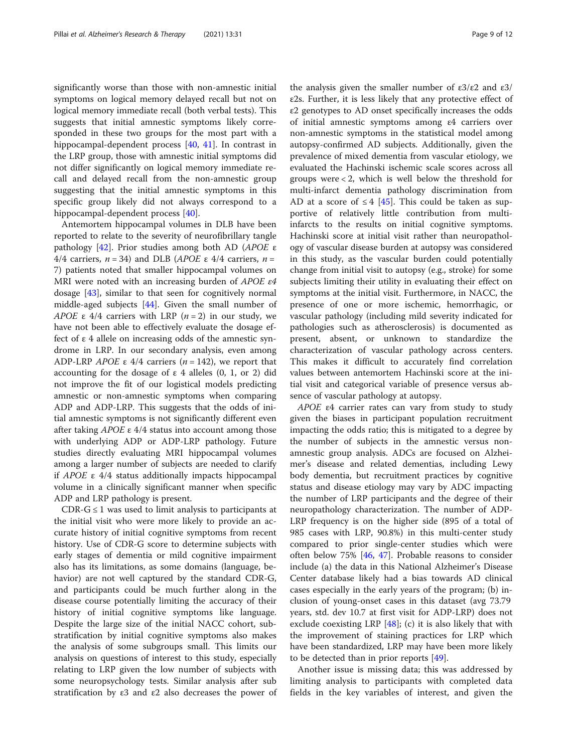significantly worse than those with non-amnestic initial symptoms on logical memory delayed recall but not on logical memory immediate recall (both verbal tests). This suggests that initial amnestic symptoms likely corresponded in these two groups for the most part with a hippocampal-dependent process [40, 41]. In contrast in the LRP group, those with amnestic initial symptoms did not differ significantly on logical memory immediate recall and delayed recall from the non-amnestic group suggesting that the initial amnestic symptoms in this specific group likely did not always correspond to a hippocampal-dependent process [40].

Antemortem hippocampal volumes in DLB have been reported to relate to the severity of neurofibrillary tangle pathology [42]. Prior studies among both AD (*APOE* ε 4/4 carriers, $n = 34$) and DLB (*APOE* ε 4/4 carriers, $n = 7$) patients noted that smaller hippocampal volumes on MRI were noted with an increasing burden of *APOE ε4* dosage [43], similar to that seen for cognitively normal middle-aged subjects [44]. Given the small number of *APOE* ε 4/4 carriers with LRP ($n = 2$) in our study, we have not been able to effectively evaluate the dosage effect of ε 4 allele on increasing odds of the amnestic syndrome in LRP. In our secondary analysis, even among ADP-LRP *APOE* ε 4/4 carriers ($n = 142$), we report that accounting for the dosage of ε 4 alleles (0, 1, or 2) did not improve the fit of our logistical models predicting amnestic or non-amnestic symptoms when comparing ADP and ADP-LRP. This suggests that the odds of initial amnestic symptoms is not significantly different even after taking *APOE* ε 4/4 status into account among those with underlying ADP or ADP-LRP pathology. Future studies directly evaluating MRI hippocampal volumes among a larger number of subjects are needed to clarify if *APOE* ε 4/4 status additionally impacts hippocampal volume in a clinically significant manner when specific ADP and LRP pathology is present.

CDR-G ≤ 1 was used to limit analysis to participants at the initial visit who were more likely to provide an accurate history of initial cognitive symptoms from recent history. Use of CDR-G score to determine subjects with early stages of dementia or mild cognitive impairment also has its limitations, as some domains (language, behavior) are not well captured by the standard CDR-G, and participants could be much further along in the disease course potentially limiting the accuracy of their history of initial cognitive symptoms like language. Despite the large size of the initial NACC cohort, substratification by initial cognitive symptoms also makes the analysis of some subgroups small. This limits our analysis on questions of interest to this study, especially relating to LRP given the low number of subjects with some neuropsychology tests. Similar analysis after sub stratification by ε3 and ε2 also decreases the power of the analysis given the smaller number of ε3/ε2 and ε3/ε2s. Further, it is less likely that any protective effect of ε2 genotypes to AD onset specifically increases the odds of initial amnestic symptoms among ε4 carriers over non-amnestic symptoms in the statistical model among autopsy-confirmed AD subjects. Additionally, given the prevalence of mixed dementia from vascular etiology, we evaluated the Hachinski ischemic scale scores across all groups were < 2, which is well below the threshold for multi-infarct dementia pathology discrimination from AD at a score of ≤ 4 [45]. This could be taken as supportive of relatively little contribution from multi-infarcts to the results on initial cognitive symptoms. Hachinski score at initial visit rather than neuropathology of vascular disease burden at autopsy was considered in this study, as the vascular burden could potentially change from initial visit to autopsy (e.g., stroke) for some subjects limiting their utility in evaluating their effect on symptoms at the initial visit. Furthermore, in NACC, the presence of one or more ischemic, hemorrhagic, or vascular pathology (including mild severity indicated for pathologies such as atherosclerosis) is documented as present, absent, or unknown to standardize the characterization of vascular pathology across centers. This makes it difficult to accurately find correlation values between antemortem Hachinski score at the initial visit and categorical variable of presence versus absence of vascular pathology at autopsy.

*APOE* ε4 carrier rates can vary from study to study given the biases in participant population recruitment impacting the odds ratio; this is mitigated to a degree by the number of subjects in the amnestic versus non-amnestic group analysis. ADCs are focused on Alzheimer's disease and related dementias, including Lewy body dementia, but recruitment practices by cognitive status and disease etiology may vary by ADC impacting the number of LRP participants and the degree of their neuropathology characterization. The number of ADP-LRP frequency is on the higher side (895 of a total of 985 cases with LRP, 90.8%) in this multi-center study compared to prior single-center studies which were often below 75% [46, 47]. Probable reasons to consider include (a) the data in this National Alzheimer's Disease Center database likely had a bias towards AD clinical cases especially in the early years of the program; (b) inclusion of young-onset cases in this dataset (avg 73.79 years, std. dev 10.7 at first visit for ADP-LRP) does not exclude coexisting LRP [48]; (c) it is also likely that with the improvement of staining practices for LRP which have been standardized, LRP may have been more likely to be detected than in prior reports [49].

Another issue is missing data; this was addressed by limiting analysis to participants with completed data fields in the key variables of interest, and given the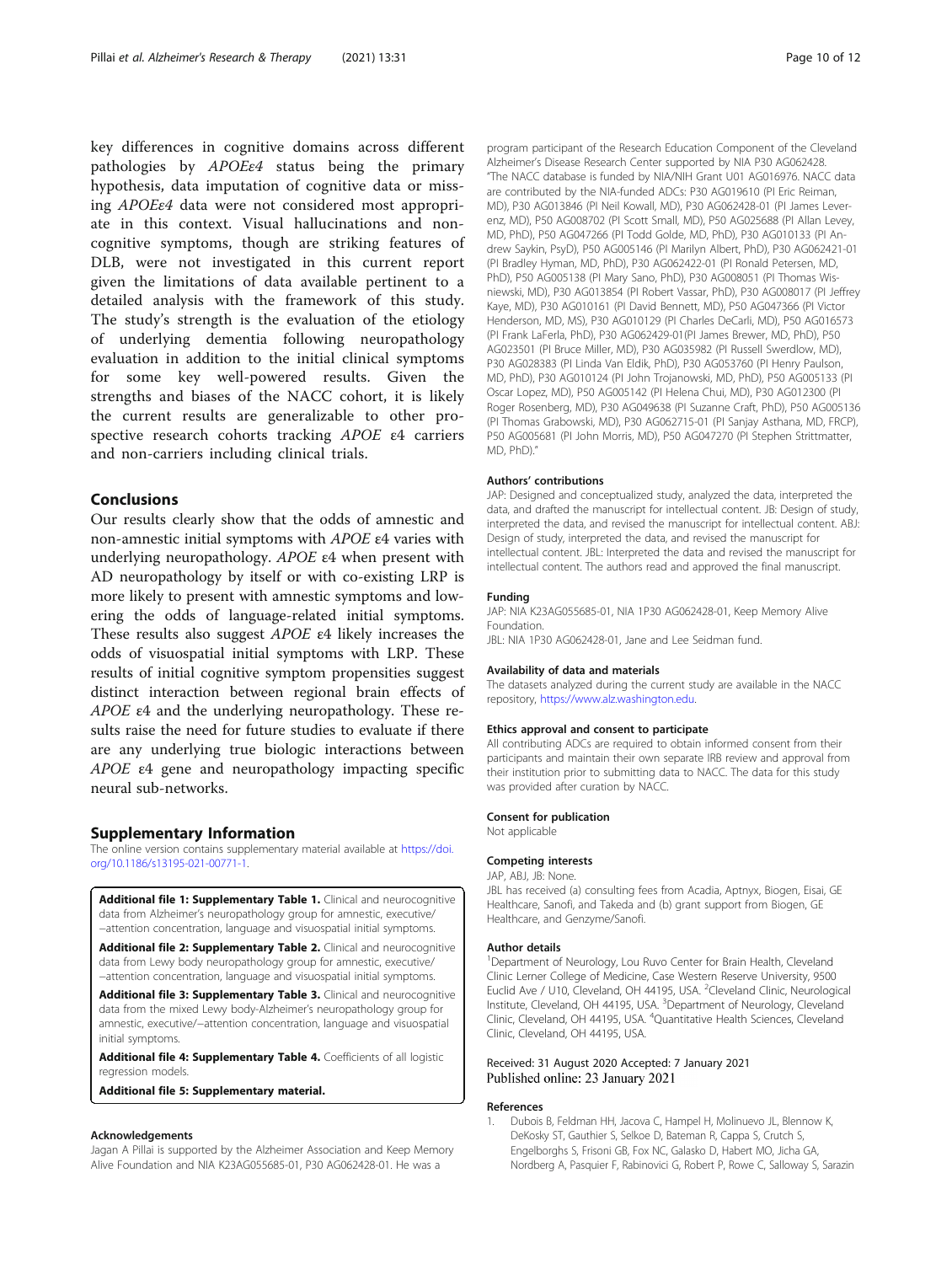key differences in cognitive domains across different pathologies by *APOEε4* status being the primary hypothesis, data imputation of cognitive data or missing *APOEε4* data were not considered most appropriate in this context. Visual hallucinations and non-cognitive symptoms, though are striking features of DLB, were not investigated in this current report given the limitations of data available pertinent to a detailed analysis with the framework of this study. The study's strength is the evaluation of the etiology of underlying dementia following neuropathology evaluation in addition to the initial clinical symptoms for some key well-powered results. Given the strengths and biases of the NACC cohort, it is likely the current results are generalizable to other prospective research cohorts tracking *APOE* ε4 carriers and non-carriers including clinical trials.

## Conclusions

Our results clearly show that the odds of amnestic and non-amnestic initial symptoms with *APOE* ε4 varies with underlying neuropathology. *APOE* ε4 when present with AD neuropathology by itself or with co-existing LRP is more likely to present with amnestic symptoms and lowering the odds of language-related initial symptoms. These results also suggest *APOE* ε4 likely increases the odds of visuospatial initial symptoms with LRP. These results of initial cognitive symptom propensities suggest distinct interaction between regional brain effects of *APOE* ε4 and the underlying neuropathology. These results raise the need for future studies to evaluate if there are any underlying true biologic interactions between *APOE* ε4 gene and neuropathology impacting specific neural sub-networks.

## Supplementary Information

The online version contains supplementary material available at https://doi.org/10.1186/s13195-021-00771-1.

**Additional file 1: Supplementary Table 1.** Clinical and neurocognitive data from Alzheimer's neuropathology group for amnestic, executive/−attention concentration, language and visuospatial initial symptoms.

**Additional file 2: Supplementary Table 2.** Clinical and neurocognitive data from Lewy body neuropathology group for amnestic, executive/−attention concentration, language and visuospatial initial symptoms.

**Additional file 3: Supplementary Table 3.** Clinical and neurocognitive data from the mixed Lewy body-Alzheimer's neuropathology group for amnestic, executive/−attention concentration, language and visuospatial initial symptoms.

**Additional file 4: Supplementary Table 4.** Coefficients of all logistic regression models.

**Additional file 5: Supplementary material.**

### Acknowledgements

Jagan A Pillai is supported by the Alzheimer Association and Keep Memory Alive Foundation and NIA K23AG055685-01, P30 AG062428-01. He was a program participant of the Research Education Component of the Cleveland Alzheimer's Disease Research Center supported by NIA P30 AG062428. "The NACC database is funded by NIA/NIH Grant U01 AG016976. NACC data are contributed by the NIA-funded ADCs: P30 AG019610 (PI Eric Reiman, MD), P30 AG013846 (PI Neil Kowall, MD), P30 AG062428-01 (PI James Leverenz, MD), P50 AG008702 (PI Scott Small, MD), P50 AG025688 (PI Allan Levey, MD, PhD), P50 AG047266 (PI Todd Golde, MD, PhD), P30 AG010133 (PI Andrew Saykin, PsyD), P50 AG005146 (PI Marilyn Albert, PhD), P30 AG062421-01 (PI Bradley Hyman, MD, PhD), P30 AG062422-01 (PI Ronald Petersen, MD, PhD), P50 AG005138 (PI Mary Sano, PhD), P30 AG008051 (PI Thomas Wisniewski, MD), P30 AG013854 (PI Robert Vassar, PhD), P30 AG008017 (PI Jeffrey Kaye, MD), P30 AG010161 (PI David Bennett, MD), P50 AG047366 (PI Victor Henderson, MD, MS), P30 AG010129 (PI Charles DeCarli, MD), P50 AG016573 (PI Frank LaFerla, PhD), P30 AG062429-01(PI James Brewer, MD, PhD), P50 AG023501 (PI Bruce Miller, MD), P30 AG035982 (PI Russell Swerdlow, MD), P30 AG028383 (PI Linda Van Eldik, PhD), P30 AG053760 (PI Henry Paulson, MD, PhD), P30 AG010124 (PI John Trojanowski, MD, PhD), P50 AG005133 (PI Oscar Lopez, MD), P50 AG005142 (PI Helena Chui, MD), P30 AG012300 (PI Roger Rosenberg, MD), P30 AG049638 (PI Suzanne Craft, PhD), P50 AG005136 (PI Thomas Grabowski, MD), P30 AG062715-01 (PI Sanjay Asthana, MD, FRCP), P50 AG005681 (PI John Morris, MD), P50 AG047270 (PI Stephen Strittmatter, MD, PhD)."

### Authors' contributions

JAP: Designed and conceptualized study, analyzed the data, interpreted the data, and drafted the manuscript for intellectual content. JB: Design of study, interpreted the data, and revised the manuscript for intellectual content. ABJ: Design of study, interpreted the data, and revised the manuscript for intellectual content. JBL: Interpreted the data and revised the manuscript for intellectual content. The authors read and approved the final manuscript.

### Funding

JAP: NIA K23AG055685-01, NIA 1P30 AG062428-01, Keep Memory Alive Foundation.
JBL: NIA 1P30 AG062428-01, Jane and Lee Seidman fund.

### Availability of data and materials

The datasets analyzed during the current study are available in the NACC repository, https://www.alz.washington.edu.

### Ethics approval and consent to participate

All contributing ADCs are required to obtain informed consent from their participants and maintain their own separate IRB review and approval from their institution prior to submitting data to NACC. The data for this study was provided after curation by NACC.

### Consent for publication

Not applicable

### Competing interests

JAP, ABJ, JB: None.
JBL has received (a) consulting fees from Acadia, Aptnyx, Biogen, Eisai, GE Healthcare, Sanofi, and Takeda and (b) grant support from Biogen, GE Healthcare, and Genzyme/Sanofi.

### Author details

[1]Department of Neurology, Lou Ruvo Center for Brain Health, Cleveland Clinic Lerner College of Medicine, Case Western Reserve University, 9500 Euclid Ave / U10, Cleveland, OH 44195, USA. [2]Cleveland Clinic, Neurological Institute, Cleveland, OH 44195, USA. [3]Department of Neurology, Cleveland Clinic, Cleveland, OH 44195, USA. [4]Quantitative Health Sciences, Cleveland Clinic, Cleveland, OH 44195, USA.

Received: 31 August 2020 Accepted: 7 January 2021
Published online: 23 January 2021

### References

1. Dubois B, Feldman HH, Jacova C, Hampel H, Molinuevo JL, Blennow K, DeKosky ST, Gauthier S, Selkoe D, Bateman R, Cappa S, Crutch S, Engelborghs S, Frisoni GB, Fox NC, Galasko D, Habert MO, Jicha GA, Nordberg A, Pasquier F, Rabinovici G, Robert P, Rowe C, Salloway S, Sarazin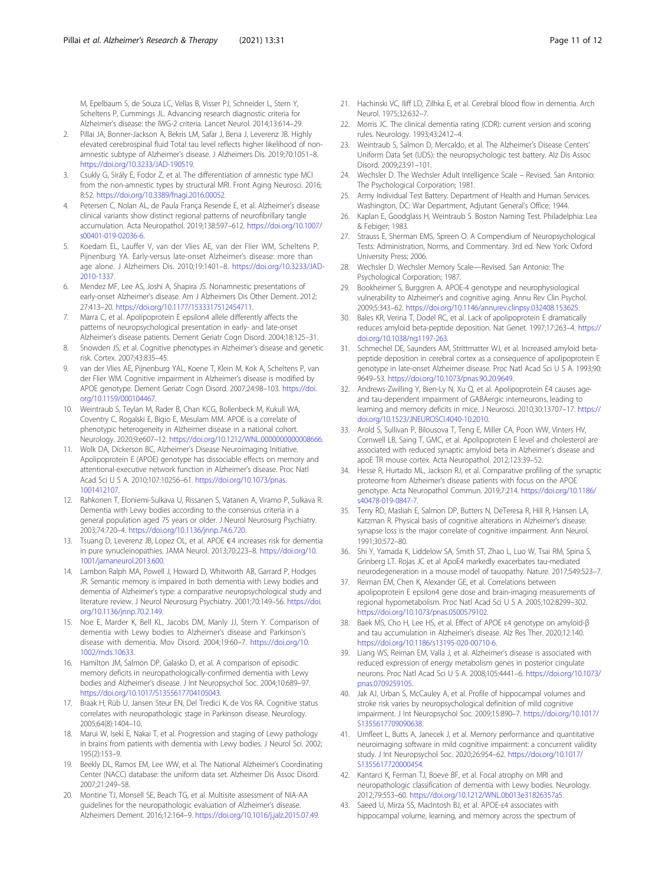M, Epelbaum S, de Souza LC, Vellas B, Visser PJ, Schneider L, Stern Y, Scheltens P, Cummings JL. Advancing research diagnostic criteria for Alzheimer's disease: the IWG-2 criteria. Lancet Neurol. 2014;13:614–29.

2. Pillai JA, Bonner-Jackson A, Bekris LM, Safar J, Bena J, Leverenz JB. Highly elevated cerebrospinal fluid Total tau level reflects higher likelihood of non-amnestic subtype of Alzheimer's disease. J Alzheimers Dis. 2019;70:1051–8. https://doi.org/10.3233/JAD-190519.
3. Csukly G, Sirály E, Fodor Z, et al. The differentiation of amnestic type MCI from the non-amnestic types by structural MRI. Front Aging Neurosci. 2016; 8:52. https://doi.org/10.3389/fnagi.2016.00052.
4. Petersen C, Nolan AL, de Paula França Resende E, et al. Alzheimer's disease clinical variants show distinct regional patterns of neurofibrillary tangle accumulation. Acta Neuropathol. 2019;138:597–612. https://doi.org/10.1007/s00401-019-02036-6.
5. Koedam EL, Lauffer V, van der Vlies AE, van der Flier WM, Scheltens P, Pijnenburg YA. Early-versus late-onset Alzheimer's disease: more than age alone. J Alzheimers Dis. 2010;19:1401–8. https://doi.org/10.3233/JAD-2010-1337.
6. Mendez MF, Lee AS, Joshi A, Shapira JS. Nonamnestic presentations of early-onset Alzheimer's disease. Am J Alzheimers Dis Other Dement. 2012; 27:413–20. https://doi.org/10.1177/1533317512454711.
7. Marra C, et al. Apolipoprotein E epsilon4 allele differently affects the patterns of neuropsychological presentation in early- and late-onset Alzheimer's disease patients. Dement Geriatr Cogn Disord. 2004;18:125–31.
8. Snowden JS, et al. Cognitive phenotypes in Alzheimer's disease and genetic risk. Cortex. 2007;43:835–45.
9. van der Vlies AE, Pijnenburg YAL, Koene T, Klein M, Kok A, Scheltens P, van der Flier WM. Cognitive impairment in Alzheimer's disease is modified by APOE genotype. Dement Geriatr Cogn Disord. 2007;24:98–103. https://doi.org/10.1159/000104467.
10. Weintraub S, Teylan M, Rader B, Chan KCG, Bollenbeck M, Kukull WA, Coventry C, Rogalski E, Bigio E, Mesulam MM. APOE is a correlate of phenotypic heterogeneity in Alzheimer disease in a national cohort. Neurology. 2020;9:e607–12. https://doi.org/10.1212/WNL.0000000000008666.
11. Wolk DA, Dickerson BC, Alzheimer's Disease Neuroimaging Initiative. Apolipoprotein E (APOE) genotype has dissociable effects on memory and attentional-executive network function in Alzheimer's disease. Proc Natl Acad Sci U S A. 2010;107:10256–61. https://doi.org/10.1073/pnas.1001412107.
12. Rahkonen T, Eloniemi-Sulkava U, Rissanen S, Vatanen A, Viramo P, Sulkava R. Dementia with Lewy bodies according to the consensus criteria in a general population aged 75 years or older. J Neurol Neurosurg Psychiatry. 2003;74:720–4. https://doi.org/10.1136/jnnp.74.6.720.
13. Tsuang D, Leverenz JB, Lopez OL, et al. APOE ϵ4 increases risk for dementia in pure synucleinopathies. JAMA Neurol. 2013;70:223–8. https://doi.org/10.1001/jamaneurol.2013.600.
14. Lambon Ralph MA, Powell J, Howard D, Whitworth AB, Garrard P, Hodges JR. Semantic memory is impaired in both dementia with Lewy bodies and dementia of Alzheimer's type: a comparative neuropsychological study and literature review. J Neurol Neurosurg Psychiatry. 2001;70:149–56. https://doi.org/10.1136/jnnp.70.2.149.
15. Noe E, Marder K, Bell KL, Jacobs DM, Manly JJ, Stern Y. Comparison of dementia with Lewy bodies to Alzheimer's disease and Parkinson's disease with dementia. Mov Disord. 2004;19:60–7. https://doi.org/10.1002/mds.10633.
16. Hamilton JM, Salmon DP, Galasko D, et al. A comparison of episodic memory deficits in neuropathologically-confirmed dementia with Lewy bodies and Alzheimer's disease. J Int Neuropsychol Soc. 2004;10:689–97. https://doi.org/10.1017/S1355617704105043.
17. Braak H, Rüb U, Jansen Steur EN, Del Tredici K, de Vos RA. Cognitive status correlates with neuropathologic stage in Parkinson disease. Neurology. 2005;64(8):1404–10.
18. Marui W, Iseki E, Nakai T, et al. Progression and staging of Lewy pathology in brains from patients with dementia with Lewy bodies. J Neurol Sci. 2002; 195(2):153–9.
19. Beekly DL, Ramos EM, Lee WW, et al. The National Alzheimer's Coordinating Center (NACC) database: the uniform data set. Alzheimer Dis Assoc Disord. 2007;21:249–58.
20. Montine TJ, Monsell SE, Beach TG, et al. Multisite assessment of NIA-AA guidelines for the neuropathologic evaluation of Alzheimer's disease. Alzheimers Dement. 2016;12:164–9. https://doi.org/10.1016/j.jalz.2015.07.49.
21. Hachinski VC, Iliff LD, Zilhka E, et al. Cerebral blood flow in dementia. Arch Neurol. 1975;32:632–7.
22. Morris JC. The clinical dementia rating (CDR): current version and scoring rules. Neurology. 1993;43:2412–4.
23. Weintraub S, Salmon D, Mercaldo, et al. The Alzheimer's Disease Centers' Uniform Data Set (UDS): the neuropsychologic test battery. Alz Dis Assoc Disord. 2009;23:91–101.
24. Wechsler D. The Wechsler Adult Intelligence Scale – Revised. San Antonio: The Psychological Corporation; 1981.
25. Army Individual Test Battery. Department of Health and Human Services. Washington, DC: War Department, Adjutant General's Office; 1944.
26. Kaplan E, Goodglass H, Weintraub S. Boston Naming Test. Philadelphia: Lea & Febiger; 1983.
27. Strauss E, Sherman EMS, Spreen O. A Compendium of Neuropsychological Tests: Administration, Norms, and Commentary. 3rd ed. New York: Oxford University Press; 2006.
28. Wechsler D. Wechsler Memory Scale—Revised. San Antonio: The Psychological Corporation; 1987.
29. Bookheimer S, Burggren A. APOE-4 genotype and neurophysiological vulnerability to Alzheimer's and cognitive aging. Annu Rev Clin Psychol. 2009;5:343–62. https://doi.org/10.1146/annurev.clinpsy.032408.153625.
30. Bales KR, Verina T, Dodel RC, et al. Lack of apolipoprotein E dramatically reduces amyloid beta-peptide deposition. Nat Genet. 1997;17:263–4. https://doi.org/10.1038/ng1197-263.
31. Schmechel DE, Saunders AM, Strittmatter WJ, et al. Increased amyloid beta-peptide deposition in cerebral cortex as a consequence of apolipoprotein E genotype in late-onset Alzheimer disease. Proc Natl Acad Sci U S A. 1993;90: 9649–53. https://doi.org/10.1073/pnas.90.20.9649.
32. Andrews-Zwilling Y, Bien-Ly N, Xu Q, et al. Apolipoprotein E4 causes age- and tau-dependent impairment of GABAergic interneurons, leading to learning and memory deficits in mice. J Neurosci. 2010;30:13707–17. https://doi.org/10.1523/JNEUROSCI.4040-10.2010.
33. Arold S, Sullivan P, Bilousova T, Teng E, Miller CA, Poon WW, Vinters HV, Cornwell LB, Saing T, GMC, et al. Apolipoprotein E level and cholesterol are associated with reduced synaptic amyloid beta in Alzheimer's disease and apoE TR mouse cortex. Acta Neuropathol. 2012;123:39–52.
34. Hesse R, Hurtado ML, Jackson RJ, et al. Comparative profiling of the synaptic proteome from Alzheimer's disease patients with focus on the APOE genotype. Acta Neuropathol Commun. 2019;7:214. https://doi.org/10.1186/s40478-019-0847-7.
35. Terry RD, Masliah E, Salmon DP, Butters N, DeTeresa R, Hill R, Hansen LA, Katzman R. Physical basis of cognitive alterations in Alzheimer's disease: synapse loss is the major correlate of cognitive impairment. Ann Neurol. 1991;30:572–80.
36. Shi Y, Yamada K, Liddelow SA, Smith ST, Zhao L, Luo W, Tsai RM, Spina S, Grinberg LT. Rojas JC et al ApoE4 markedly exacerbates tau-mediated neurodegeneration in a mouse model of tauopathy. Nature. 2017;549:523–7.
37. Reiman EM, Chen K, Alexander GE, et al. Correlations between apolipoprotein E epsilon4 gene dose and brain-imaging measurements of regional hypometabolism. Proc Natl Acad Sci U S A. 2005;102:8299–302. https://doi.org/10.1073/pnas.0500579102.
38. Baek MS, Cho H, Lee HS, et al. Effect of APOE ε4 genotype on amyloid-β and tau accumulation in Alzheimer's disease. Alz Res Ther. 2020;12:140. https://doi.org/10.1186/s13195-020-00710-6.
39. Liang WS, Reiman EM, Valla J, et al. Alzheimer's disease is associated with reduced expression of energy metabolism genes in posterior cingulate neurons. Proc Natl Acad Sci U S A. 2008;105:4441–6. https://doi.org/10.1073/pnas.0709259105.
40. Jak AJ, Urban S, McCauley A, et al. Profile of hippocampal volumes and stroke risk varies by neuropsychological definition of mild cognitive impairment. J Int Neuropsychol Soc. 2009;15:890–7. https://doi.org/10.1017/S1355617709090638.
41. Umfleet L, Butts A, Janecek J, et al. Memory performance and quantitative neuroimaging software in mild cognitive impairment: a concurrent validity study. J Int Neuropsychol Soc. 2020;26:954–62. https://doi.org/10.1017/S1355617720000454.
42. Kantarci K, Ferman TJ, Boeve BF, et al. Focal atrophy on MRI and neuropathologic classification of dementia with Lewy bodies. Neurology. 2012;79:553–60. https://doi.org/10.1212/WNL.0b013e31826357a5.
43. Saeed U, Mirza SS, MacIntosh BJ, et al. APOE-ε4 associates with hippocampal volume, learning, and memory across the spectrum of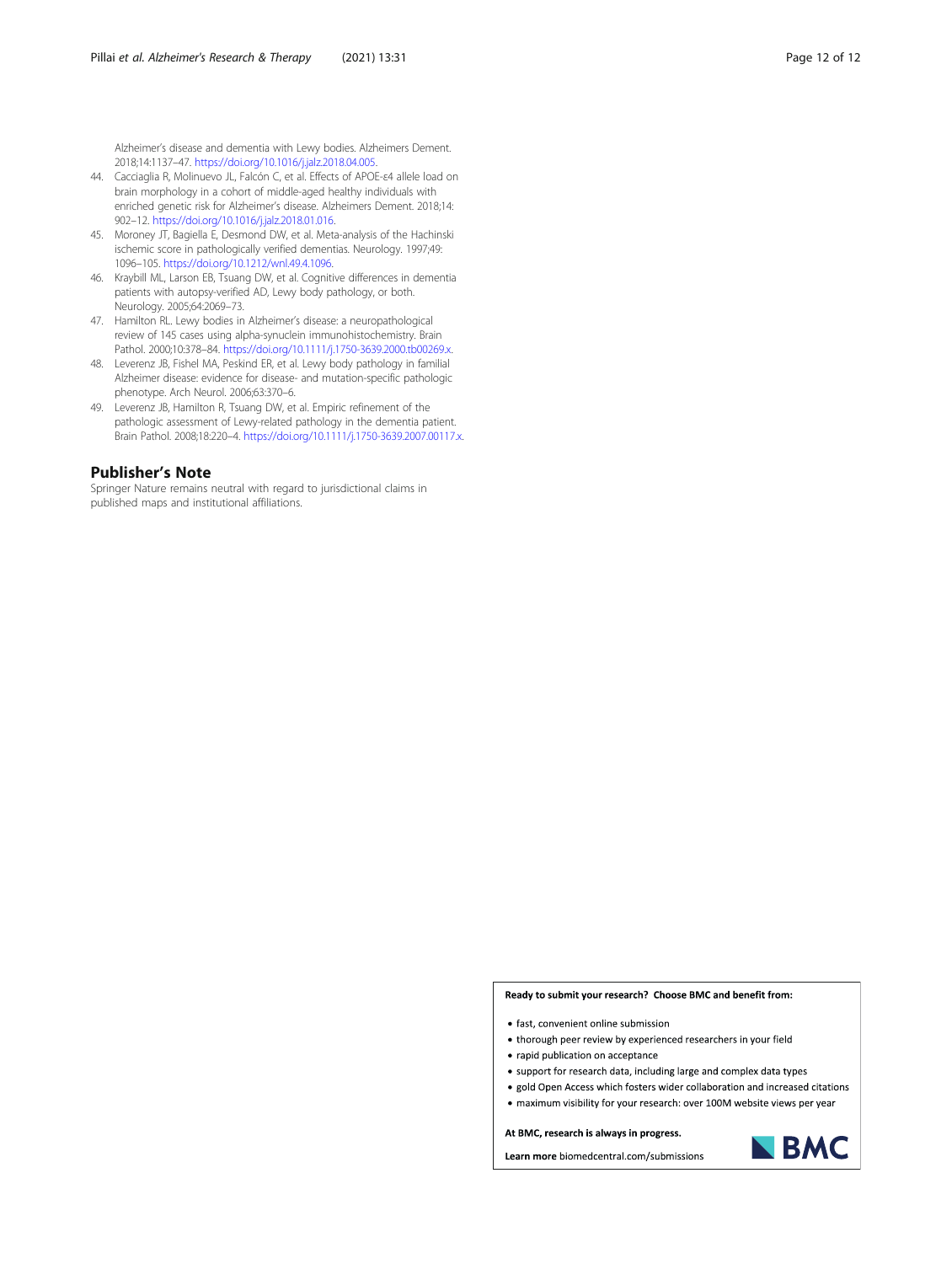Alzheimer's disease and dementia with Lewy bodies. Alzheimers Dement. 2018;14:1137–47. https://doi.org/10.1016/j.jalz.2018.04.005.

44. Cacciaglia R, Molinuevo JL, Falcón C, et al. Effects of APOE-ε4 allele load on brain morphology in a cohort of middle-aged healthy individuals with enriched genetic risk for Alzheimer's disease. Alzheimers Dement. 2018;14: 902–12. https://doi.org/10.1016/j.jalz.2018.01.016.
45. Moroney JT, Bagiella E, Desmond DW, et al. Meta-analysis of the Hachinski ischemic score in pathologically verified dementias. Neurology. 1997;49: 1096–105. https://doi.org/10.1212/wnl.49.4.1096.
46. Kraybill ML, Larson EB, Tsuang DW, et al. Cognitive differences in dementia patients with autopsy-verified AD, Lewy body pathology, or both. Neurology. 2005;64:2069–73.
47. Hamilton RL. Lewy bodies in Alzheimer's disease: a neuropathological review of 145 cases using alpha-synuclein immunohistochemistry. Brain Pathol. 2000;10:378–84. https://doi.org/10.1111/j.1750-3639.2000.tb00269.x.
48. Leverenz JB, Fishel MA, Peskind ER, et al. Lewy body pathology in familial Alzheimer disease: evidence for disease- and mutation-specific pathologic phenotype. Arch Neurol. 2006;63:370–6.
49. Leverenz JB, Hamilton R, Tsuang DW, et al. Empiric refinement of the pathologic assessment of Lewy-related pathology in the dementia patient. Brain Pathol. 2008;18:220–4. https://doi.org/10.1111/j.1750-3639.2007.00117.x.

## Publisher's Note

Springer Nature remains neutral with regard to jurisdictional claims in published maps and institutional affiliations.

**Ready to submit your research? Choose BMC and benefit from:**

- fast, convenient online submission
- thorough peer review by experienced researchers in your field
- rapid publication on acceptance
- support for research data, including large and complex data types
- gold Open Access which fosters wider collaboration and increased citations
- maximum visibility for your research: over 100M website views per year

**At BMC, research is always in progress.**

**Learn more** biomedcentral.com/submissions

BMC